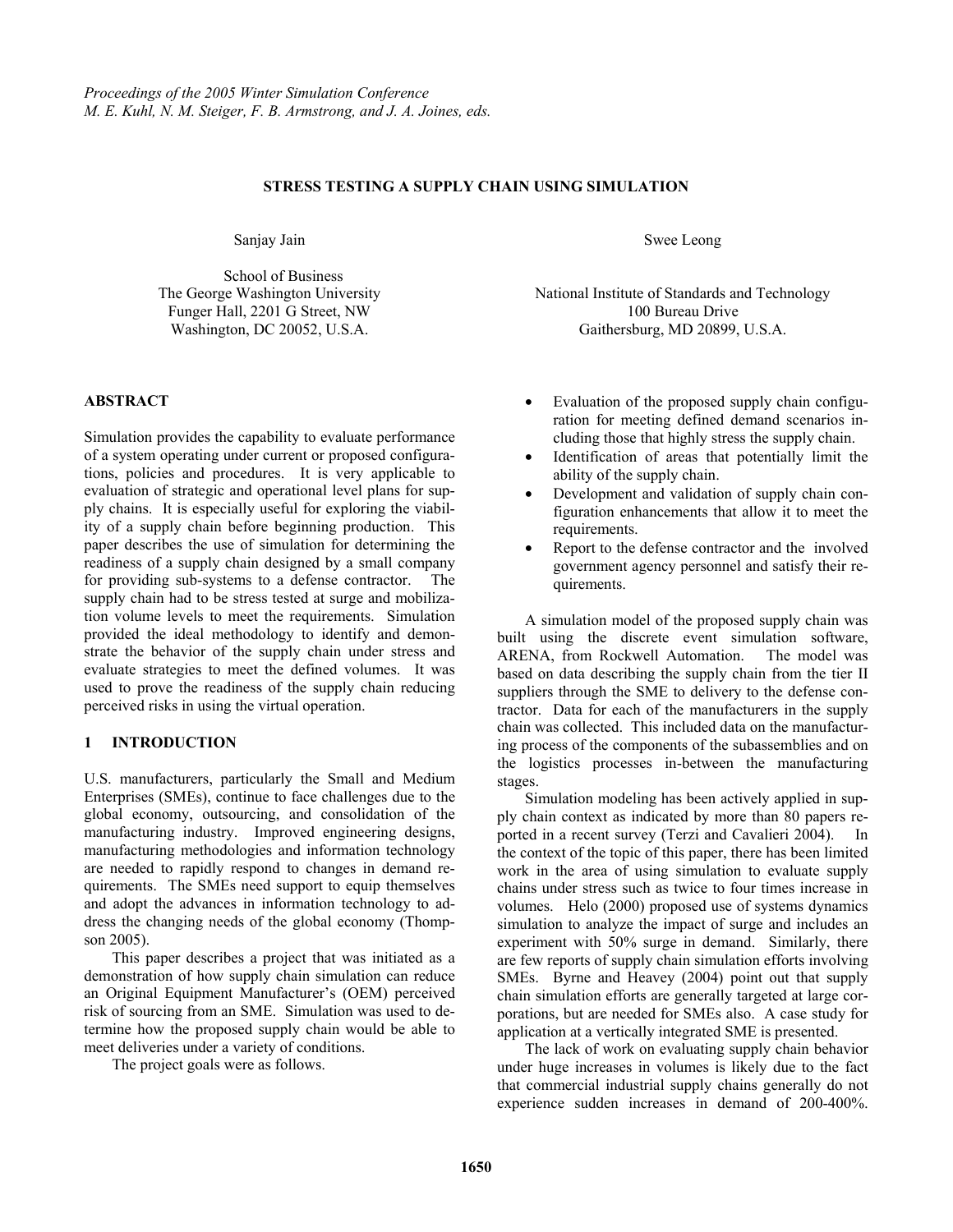*Proceedings of the 2005 Winter Simulation Conference*
*M. E. Kuhl, N. M. Steiger, F. B. Armstrong, and J. A. Joines, eds.*

# STRESS TESTING A SUPPLY CHAIN USING SIMULATION

Sanjay Jain

School of Business
The George Washington University
Funger Hall, 2201 G Street, NW
Washington, DC 20052, U.S.A.

Swee Leong

National Institute of Standards and Technology
100 Bureau Drive
Gaithersburg, MD 20899, U.S.A.

## ABSTRACT

Simulation provides the capability to evaluate performance of a system operating under current or proposed configurations, policies and procedures. It is very applicable to evaluation of strategic and operational level plans for supply chains. It is especially useful for exploring the viability of a supply chain before beginning production. This paper describes the use of simulation for determining the readiness of a supply chain designed by a small company for providing sub-systems to a defense contractor. The supply chain had to be stress tested at surge and mobilization volume levels to meet the requirements. Simulation provided the ideal methodology to identify and demonstrate the behavior of the supply chain under stress and evaluate strategies to meet the defined volumes. It was used to prove the readiness of the supply chain reducing perceived risks in using the virtual operation.

## 1 INTRODUCTION

U.S. manufacturers, particularly the Small and Medium Enterprises (SMEs), continue to face challenges due to the global economy, outsourcing, and consolidation of the manufacturing industry. Improved engineering designs, manufacturing methodologies and information technology are needed to rapidly respond to changes in demand requirements. The SMEs need support to equip themselves and adopt the advances in information technology to address the changing needs of the global economy (Thompson 2005).

This paper describes a project that was initiated as a demonstration of how supply chain simulation can reduce an Original Equipment Manufacturer's (OEM) perceived risk of sourcing from an SME. Simulation was used to determine how the proposed supply chain would be able to meet deliveries under a variety of conditions.

The project goals were as follows.

- Evaluation of the proposed supply chain configuration for meeting defined demand scenarios including those that highly stress the supply chain.
- Identification of areas that potentially limit the ability of the supply chain.
- Development and validation of supply chain configuration enhancements that allow it to meet the requirements.
- Report to the defense contractor and the involved government agency personnel and satisfy their requirements.

A simulation model of the proposed supply chain was built using the discrete event simulation software, ARENA, from Rockwell Automation. The model was based on data describing the supply chain from the tier II suppliers through the SME to delivery to the defense contractor. Data for each of the manufacturers in the supply chain was collected. This included data on the manufacturing process of the components of the subassemblies and on the logistics processes in-between the manufacturing stages.

Simulation modeling has been actively applied in supply chain context as indicated by more than 80 papers reported in a recent survey (Terzi and Cavalieri 2004). In the context of the topic of this paper, there has been limited work in the area of using simulation to evaluate supply chains under stress such as twice to four times increase in volumes. Helo (2000) proposed use of systems dynamics simulation to analyze the impact of surge and includes an experiment with 50% surge in demand. Similarly, there are few reports of supply chain simulation efforts involving SMEs. Byrne and Heavey (2004) point out that supply chain simulation efforts are generally targeted at large corporations, but are needed for SMEs also. A case study for application at a vertically integrated SME is presented.

The lack of work on evaluating supply chain behavior under huge increases in volumes is likely due to the fact that commercial industrial supply chains generally do not experience sudden increases in demand of 200-400%.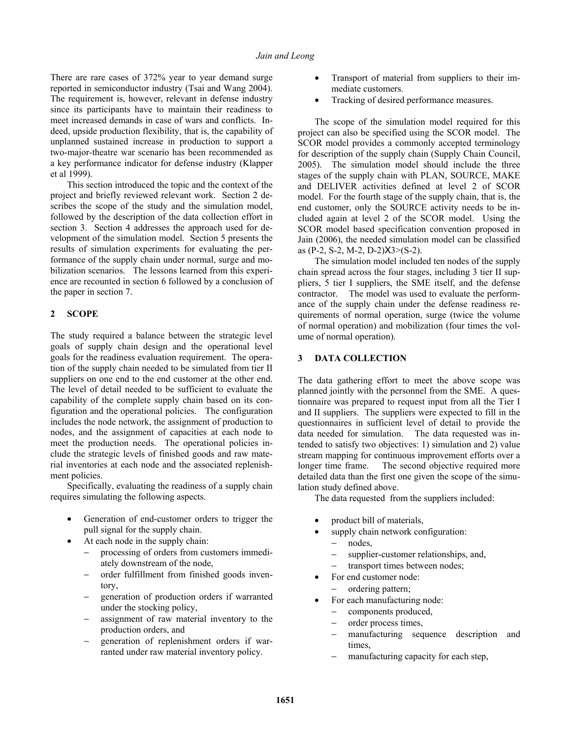There are rare cases of 372% year to year demand surge reported in semiconductor industry (Tsai and Wang 2004). The requirement is, however, relevant in defense industry since its participants have to maintain their readiness to meet increased demands in case of wars and conflicts. Indeed, upside production flexibility, that is, the capability of unplanned sustained increase in production to support a two-major-theatre war scenario has been recommended as a key performance indicator for defense industry (Klapper et al 1999).

This section introduced the topic and the context of the project and briefly reviewed relevant work. Section 2 describes the scope of the study and the simulation model, followed by the description of the data collection effort in section 3. Section 4 addresses the approach used for development of the simulation model. Section 5 presents the results of simulation experiments for evaluating the performance of the supply chain under normal, surge and mobilization scenarios. The lessons learned from this experience are recounted in section 6 followed by a conclusion of the paper in section 7.

## 2 SCOPE

The study required a balance between the strategic level goals of supply chain design and the operational level goals for the readiness evaluation requirement. The operation of the supply chain needed to be simulated from tier II suppliers on one end to the end customer at the other end. The level of detail needed to be sufficient to evaluate the capability of the complete supply chain based on its configuration and the operational policies. The configuration includes the node network, the assignment of production to nodes, and the assignment of capacities at each node to meet the production needs. The operational policies include the strategic levels of finished goods and raw material inventories at each node and the associated replenishment policies.

Specifically, evaluating the readiness of a supply chain requires simulating the following aspects.

- Generation of end-customer orders to trigger the pull signal for the supply chain.
- At each node in the supply chain:
  - processing of orders from customers immediately downstream of the node,
  - order fulfillment from finished goods inventory,
  - generation of production orders if warranted under the stocking policy,
  - assignment of raw material inventory to the production orders, and
  - generation of replenishment orders if warranted under raw material inventory policy.
- Transport of material from suppliers to their immediate customers.
- Tracking of desired performance measures.

The scope of the simulation model required for this project can also be specified using the SCOR model. The SCOR model provides a commonly accepted terminology for description of the supply chain (Supply Chain Council, 2005). The simulation model should include the three stages of the supply chain with PLAN, SOURCE, MAKE and DELIVER activities defined at level 2 of SCOR model. For the fourth stage of the supply chain, that is, the end customer, only the SOURCE activity needs to be included again at level 2 of the SCOR model. Using the SCOR model based specification convention proposed in Jain (2006), the needed simulation model can be classified as (P-2, S-2, M-2, D-2)X3>(S-2).

The simulation model included ten nodes of the supply chain spread across the four stages, including 3 tier II suppliers, 5 tier I suppliers, the SME itself, and the defense contractor. The model was used to evaluate the performance of the supply chain under the defense readiness requirements of normal operation, surge (twice the volume of normal operation) and mobilization (four times the volume of normal operation).

## 3 DATA COLLECTION

The data gathering effort to meet the above scope was planned jointly with the personnel from the SME. A questionnaire was prepared to request input from all the Tier I and II suppliers. The suppliers were expected to fill in the questionnaires in sufficient level of detail to provide the data needed for simulation. The data requested was intended to satisfy two objectives: 1) simulation and 2) value stream mapping for continuous improvement efforts over a longer time frame. The second objective required more detailed data than the first one given the scope of the simulation study defined above.

The data requested from the suppliers included:

- product bill of materials,
- supply chain network configuration:
  - nodes,
  - supplier-customer relationships, and,
  - transport times between nodes;
- For end customer node:
  - ordering pattern;
- For each manufacturing node:
  - components produced,
  - order process times,
  - manufacturing sequence description and times,
  - manufacturing capacity for each step,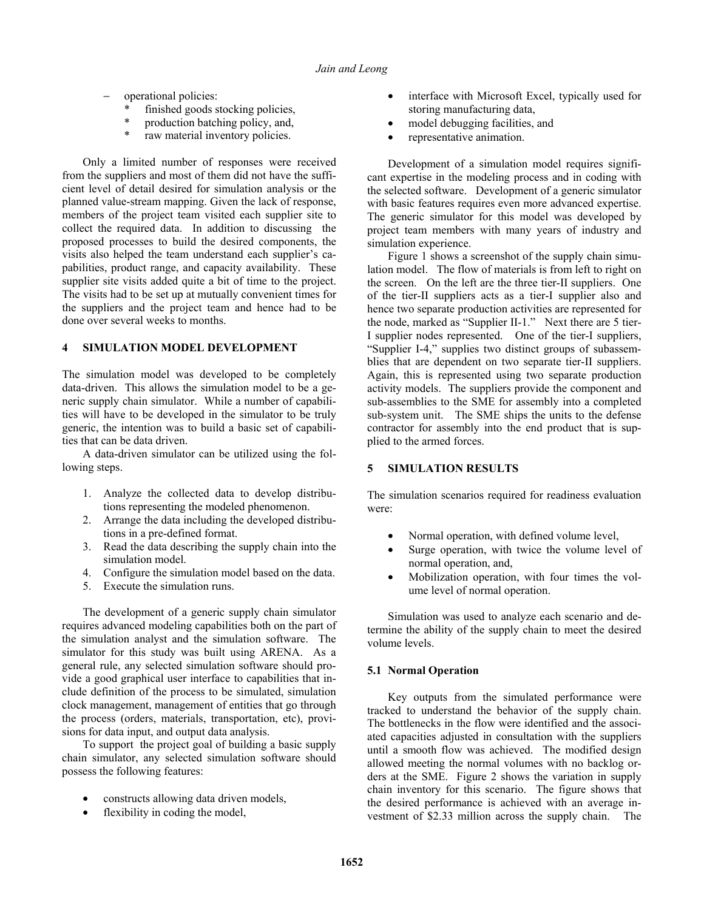- operational policies:
  - finished goods stocking policies,
  - production batching policy, and,
  - raw material inventory policies.

Only a limited number of responses were received from the suppliers and most of them did not have the sufficient level of detail desired for simulation analysis or the planned value-stream mapping. Given the lack of response, members of the project team visited each supplier site to collect the required data. In addition to discussing the proposed processes to build the desired components, the visits also helped the team understand each supplier's capabilities, product range, and capacity availability. These supplier site visits added quite a bit of time to the project. The visits had to be set up at mutually convenient times for the suppliers and the project team and hence had to be done over several weeks to months.

## 4 SIMULATION MODEL DEVELOPMENT

The simulation model was developed to be completely data-driven. This allows the simulation model to be a generic supply chain simulator. While a number of capabilities will have to be developed in the simulator to be truly generic, the intention was to build a basic set of capabilities that can be data driven.

A data-driven simulator can be utilized using the following steps.

1. Analyze the collected data to develop distributions representing the modeled phenomenon.
2. Arrange the data including the developed distributions in a pre-defined format.
3. Read the data describing the supply chain into the simulation model.
4. Configure the simulation model based on the data.
5. Execute the simulation runs.

The development of a generic supply chain simulator requires advanced modeling capabilities both on the part of the simulation analyst and the simulation software. The simulator for this study was built using ARENA. As a general rule, any selected simulation software should provide a good graphical user interface to capabilities that include definition of the process to be simulated, simulation clock management, management of entities that go through the process (orders, materials, transportation, etc), provisions for data input, and output data analysis.

To support the project goal of building a basic supply chain simulator, any selected simulation software should possess the following features:

- constructs allowing data driven models,
- flexibility in coding the model,
- interface with Microsoft Excel, typically used for storing manufacturing data,
- model debugging facilities, and
- representative animation.

Development of a simulation model requires significant expertise in the modeling process and in coding with the selected software. Development of a generic simulator with basic features requires even more advanced expertise. The generic simulator for this model was developed by project team members with many years of industry and simulation experience.

Figure 1 shows a screenshot of the supply chain simulation model. The flow of materials is from left to right on the screen. On the left are the three tier-II suppliers. One of the tier-II suppliers acts as a tier-I supplier also and hence two separate production activities are represented for the node, marked as "Supplier II-1." Next there are 5 tier-I supplier nodes represented. One of the tier-I suppliers, "Supplier I-4," supplies two distinct groups of subassemblies that are dependent on two separate tier-II suppliers. Again, this is represented using two separate production activity models. The suppliers provide the component and sub-assemblies to the SME for assembly into a completed sub-system unit. The SME ships the units to the defense contractor for assembly into the end product that is supplied to the armed forces.

## 5 SIMULATION RESULTS

The simulation scenarios required for readiness evaluation were:

- Normal operation, with defined volume level,
- Surge operation, with twice the volume level of normal operation, and,
- Mobilization operation, with four times the volume level of normal operation.

Simulation was used to analyze each scenario and determine the ability of the supply chain to meet the desired volume levels.

### 5.1 Normal Operation

Key outputs from the simulated performance were tracked to understand the behavior of the supply chain. The bottlenecks in the flow were identified and the associated capacities adjusted in consultation with the suppliers until a smooth flow was achieved. The modified design allowed meeting the normal volumes with no backlog orders at the SME. Figure 2 shows the variation in supply chain inventory for this scenario. The figure shows that the desired performance is achieved with an average investment of $2.33 million across the supply chain. The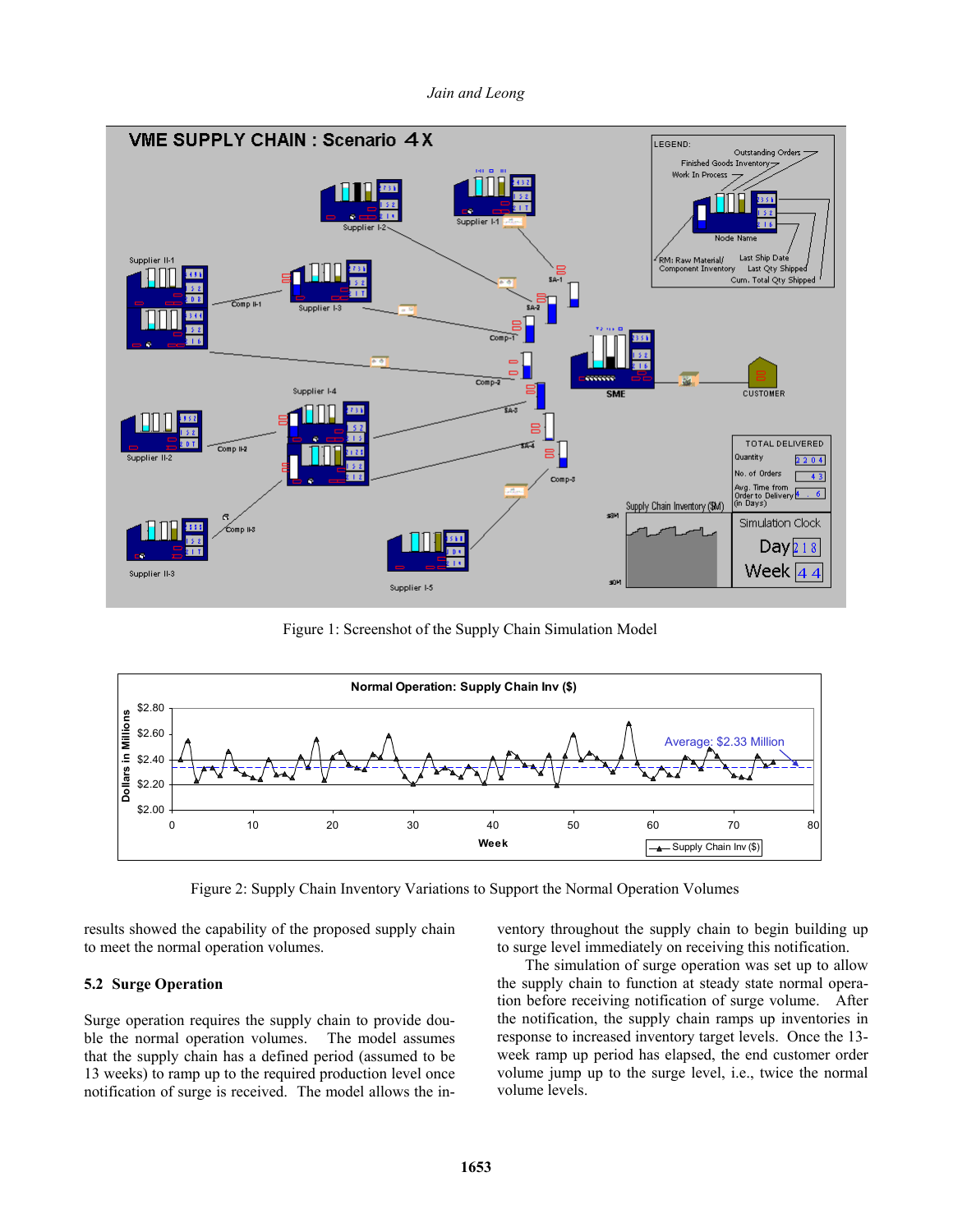Figure 1: Screenshot of the Supply Chain Simulation Model

Figure 2: Supply Chain Inventory Variations to Support the Normal Operation Volumes

results showed the capability of the proposed supply chain to meet the normal operation volumes.

## 5.2 Surge Operation

Surge operation requires the supply chain to provide double the normal operation volumes. The model assumes that the supply chain has a defined period (assumed to be 13 weeks) to ramp up to the required production level once notification of surge is received. The model allows the inventory throughout the supply chain to begin building up to surge level immediately on receiving this notification.

The simulation of surge operation was set up to allow the supply chain to function at steady state normal operation before receiving notification of surge volume. After the notification, the supply chain ramps up inventories in response to increased inventory target levels. Once the 13-week ramp up period has elapsed, the end customer order volume jump up to the surge level, i.e., twice the normal volume levels.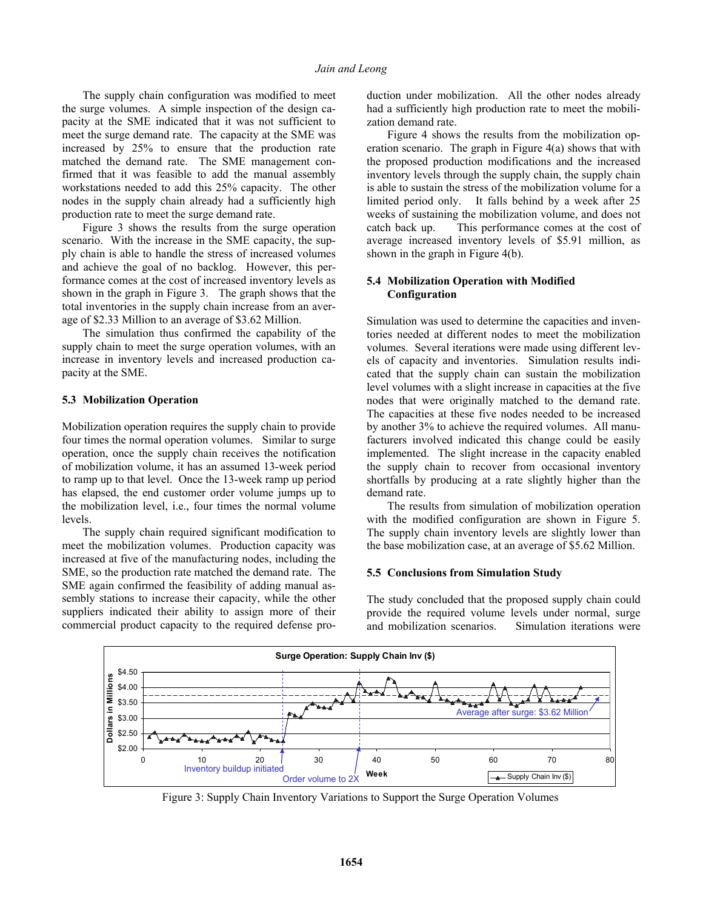The supply chain configuration was modified to meet the surge volumes. A simple inspection of the design capacity at the SME indicated that it was not sufficient to meet the surge demand rate. The capacity at the SME was increased by 25% to ensure that the production rate matched the demand rate. The SME management confirmed that it was feasible to add the manual assembly workstations needed to add this 25% capacity. The other nodes in the supply chain already had a sufficiently high production rate to meet the surge demand rate.

Figure 3 shows the results from the surge operation scenario. With the increase in the SME capacity, the supply chain is able to handle the stress of increased volumes and achieve the goal of no backlog. However, this performance comes at the cost of increased inventory levels as shown in the graph in Figure 3. The graph shows that the total inventories in the supply chain increase from an average of $2.33 Million to an average of $3.62 Million.

The simulation thus confirmed the capability of the supply chain to meet the surge operation volumes, with an increase in inventory levels and increased production capacity at the SME.

### 5.3 Mobilization Operation

Mobilization operation requires the supply chain to provide four times the normal operation volumes. Similar to surge operation, once the supply chain receives the notification of mobilization volume, it has an assumed 13-week period to ramp up to that level. Once the 13-week ramp up period has elapsed, the end customer order volume jumps up to the mobilization level, i.e., four times the normal volume levels.

The supply chain required significant modification to meet the mobilization volumes. Production capacity was increased at five of the manufacturing nodes, including the SME, so the production rate matched the demand rate. The SME again confirmed the feasibility of adding manual assembly stations to increase their capacity, while the other suppliers indicated their ability to assign more of their commercial product capacity to the required defense production under mobilization. All the other nodes already had a sufficiently high production rate to meet the mobilization demand rate.

Figure 4 shows the results from the mobilization operation scenario. The graph in Figure 4(a) shows that with the proposed production modifications and the increased inventory levels through the supply chain, the supply chain is able to sustain the stress of the mobilization volume for a limited period only. It falls behind by a week after 25 weeks of sustaining the mobilization volume, and does not catch back up. This performance comes at the cost of average increased inventory levels of $5.91 million, as shown in the graph in Figure 4(b).

### 5.4 Mobilization Operation with Modified Configuration

Simulation was used to determine the capacities and inventories needed at different nodes to meet the mobilization volumes. Several iterations were made using different levels of capacity and inventories. Simulation results indicated that the supply chain can sustain the mobilization level volumes with a slight increase in capacities at the five nodes that were originally matched to the demand rate. The capacities at these five nodes needed to be increased by another 3% to achieve the required volumes. All manufacturers involved indicated this change could be easily implemented. The slight increase in the capacity enabled the supply chain to recover from occasional inventory shortfalls by producing at a rate slightly higher than the demand rate.

The results from simulation of mobilization operation with the modified configuration are shown in Figure 5. The supply chain inventory levels are slightly lower than the base mobilization case, at an average of $5.62 Million.

### 5.5 Conclusions from Simulation Study

The study concluded that the proposed supply chain could provide the required volume levels under normal, surge and mobilization scenarios. Simulation iterations were

Figure 3: Supply Chain Inventory Variations to Support the Surge Operation Volumes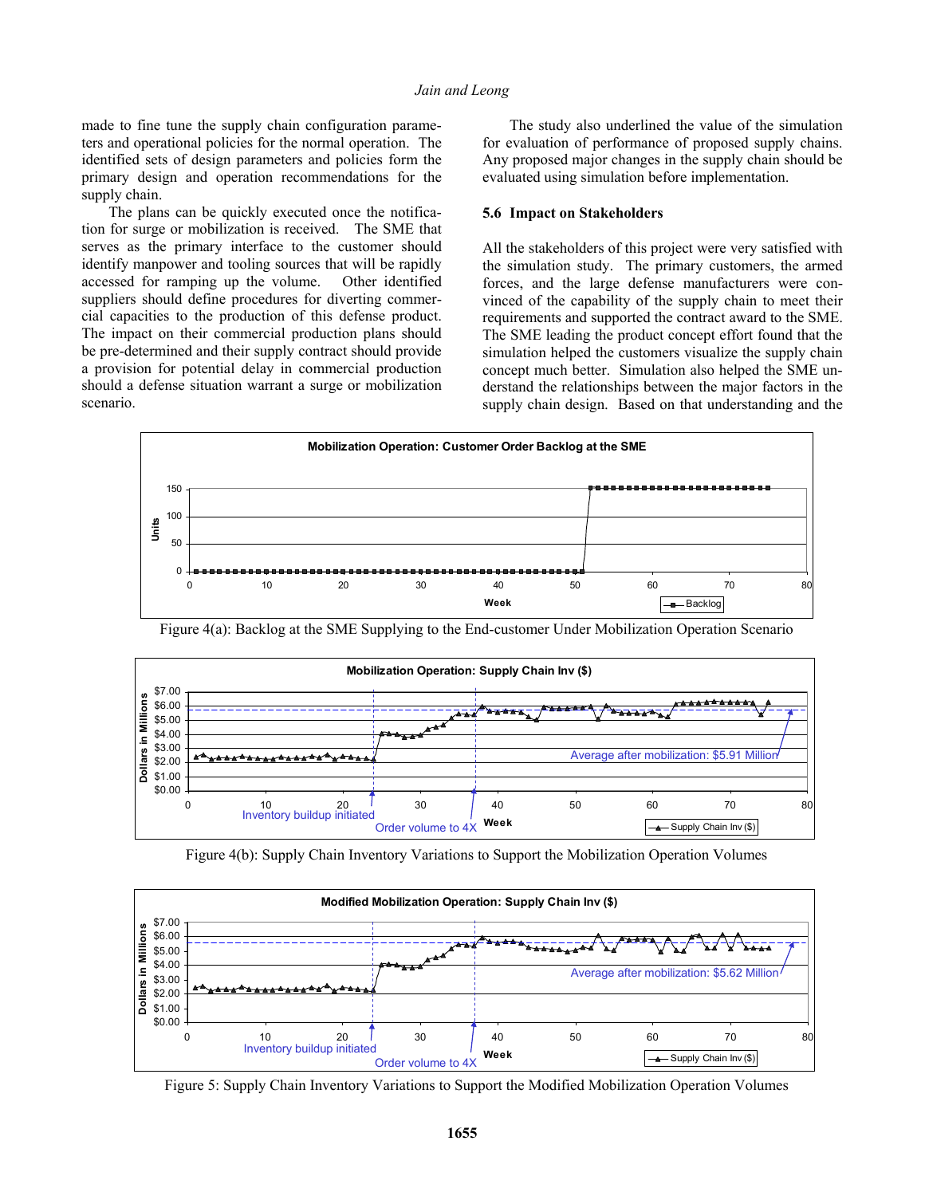made to fine tune the supply chain configuration parameters and operational policies for the normal operation. The identified sets of design parameters and policies form the primary design and operation recommendations for the supply chain.

The plans can be quickly executed once the notification for surge or mobilization is received. The SME that serves as the primary interface to the customer should identify manpower and tooling sources that will be rapidly accessed for ramping up the volume. Other identified suppliers should define procedures for diverting commercial capacities to the production of this defense product. The impact on their commercial production plans should be pre-determined and their supply contract should provide a provision for potential delay in commercial production should a defense situation warrant a surge or mobilization scenario.

The study also underlined the value of the simulation for evaluation of performance of proposed supply chains. Any proposed major changes in the supply chain should be evaluated using simulation before implementation.

### 5.6 Impact on Stakeholders

All the stakeholders of this project were very satisfied with the simulation study. The primary customers, the armed forces, and the large defense manufacturers were convinced of the capability of the supply chain to meet their requirements and supported the contract award to the SME. The SME leading the product concept effort found that the simulation helped the customers visualize the supply chain concept much better. Simulation also helped the SME understand the relationships between the major factors in the supply chain design. Based on that understanding and the

Figure 4(a): Backlog at the SME Supplying to the End-customer Under Mobilization Operation Scenario

Figure 4(b): Supply Chain Inventory Variations to Support the Mobilization Operation Volumes

Figure 5: Supply Chain Inventory Variations to Support the Modified Mobilization Operation Volumes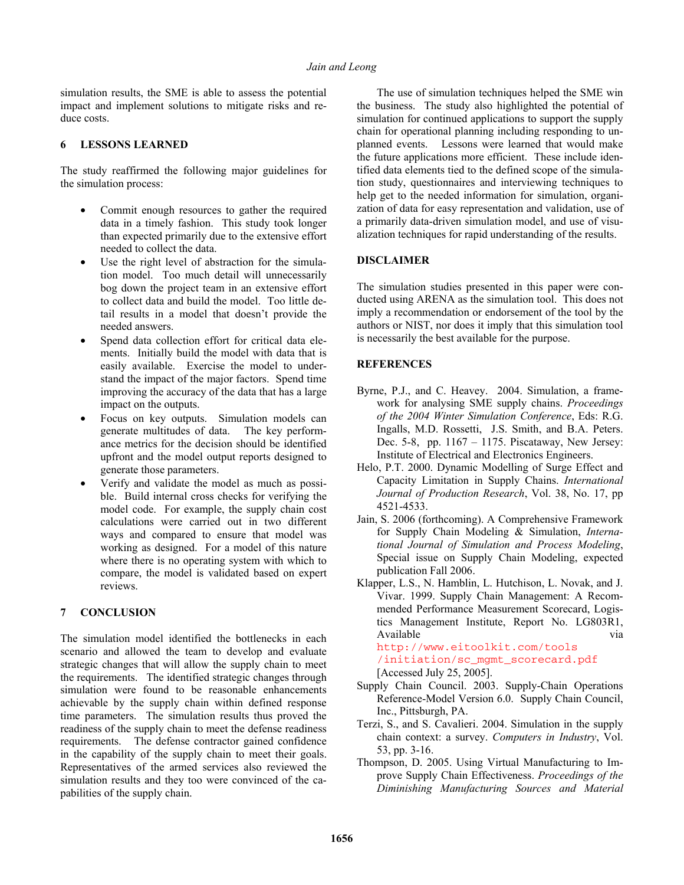simulation results, the SME is able to assess the potential impact and implement solutions to mitigate risks and reduce costs.

## 6 LESSONS LEARNED

The study reaffirmed the following major guidelines for the simulation process:

- Commit enough resources to gather the required data in a timely fashion. This study took longer than expected primarily due to the extensive effort needed to collect the data.
- Use the right level of abstraction for the simulation model. Too much detail will unnecessarily bog down the project team in an extensive effort to collect data and build the model. Too little detail results in a model that doesn't provide the needed answers.
- Spend data collection effort for critical data elements. Initially build the model with data that is easily available. Exercise the model to understand the impact of the major factors. Spend time improving the accuracy of the data that has a large impact on the outputs.
- Focus on key outputs. Simulation models can generate multitudes of data. The key performance metrics for the decision should be identified upfront and the model output reports designed to generate those parameters.
- Verify and validate the model as much as possible. Build internal cross checks for verifying the model code. For example, the supply chain cost calculations were carried out in two different ways and compared to ensure that model was working as designed. For a model of this nature where there is no operating system with which to compare, the model is validated based on expert reviews.

## 7 CONCLUSION

The simulation model identified the bottlenecks in each scenario and allowed the team to develop and evaluate strategic changes that will allow the supply chain to meet the requirements. The identified strategic changes through simulation were found to be reasonable enhancements achievable by the supply chain within defined response time parameters. The simulation results thus proved the readiness of the supply chain to meet the defense readiness requirements. The defense contractor gained confidence in the capability of the supply chain to meet their goals. Representatives of the armed services also reviewed the simulation results and they too were convinced of the capabilities of the supply chain.

The use of simulation techniques helped the SME win the business. The study also highlighted the potential of simulation for continued applications to support the supply chain for operational planning including responding to unplanned events. Lessons were learned that would make the future applications more efficient. These include identified data elements tied to the defined scope of the simulation study, questionnaires and interviewing techniques to help get to the needed information for simulation, organization of data for easy representation and validation, use of a primarily data-driven simulation model, and use of visualization techniques for rapid understanding of the results.

## DISCLAIMER

The simulation studies presented in this paper were conducted using ARENA as the simulation tool. This does not imply a recommendation or endorsement of the tool by the authors or NIST, nor does it imply that this simulation tool is necessarily the best available for the purpose.

## REFERENCES

Byrne, P.J., and C. Heavey. 2004. Simulation, a framework for analysing SME supply chains. *Proceedings of the 2004 Winter Simulation Conference*, Eds: R.G. Ingalls, M.D. Rossetti, J.S. Smith, and B.A. Peters. Dec. 5-8, pp. 1167 – 1175. Piscataway, New Jersey: Institute of Electrical and Electronics Engineers.

Helo, P.T. 2000. Dynamic Modelling of Surge Effect and Capacity Limitation in Supply Chains. *International Journal of Production Research*, Vol. 38, No. 17, pp 4521-4533.

Jain, S. 2006 (forthcoming). A Comprehensive Framework for Supply Chain Modeling & Simulation, *International Journal of Simulation and Process Modeling*, Special issue on Supply Chain Modeling, expected publication Fall 2006.

Klapper, L.S., N. Hamblin, L. Hutchison, L. Novak, and J. Vivar. 1999. Supply Chain Management: A Recommended Performance Measurement Scorecard, Logistics Management Institute, Report No. LG803R1, Available via http://www.eitoolkit.com/tools/initiation/sc_mgmt_scorecard.pdf [Accessed July 25, 2005].

Supply Chain Council. 2003. Supply-Chain Operations Reference-Model Version 6.0. Supply Chain Council, Inc., Pittsburgh, PA.

Terzi, S., and S. Cavalieri. 2004. Simulation in the supply chain context: a survey. *Computers in Industry*, Vol. 53, pp. 3-16.

Thompson, D. 2005. Using Virtual Manufacturing to Improve Supply Chain Effectiveness. *Proceedings of the Diminishing Manufacturing Sources and Material*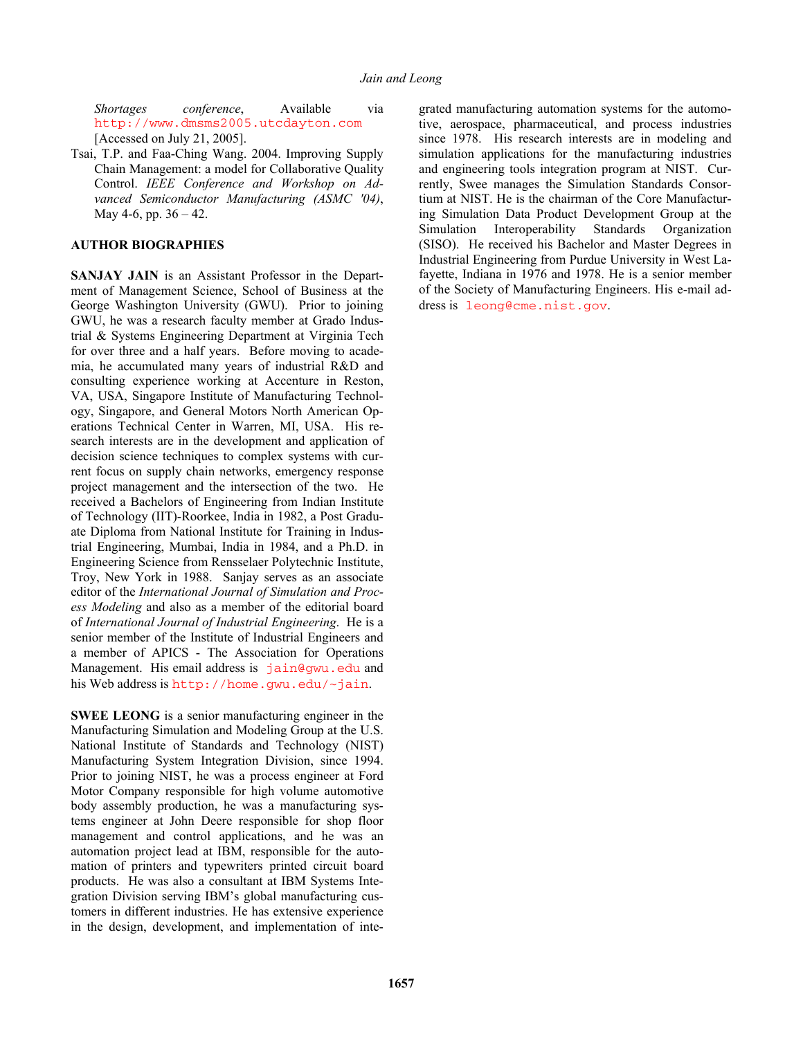*Shortages conference*, Available via http://www.dmsms2005.utcdayton.com [Accessed on July 21, 2005].

Tsai, T.P. and Faa-Ching Wang. 2004. Improving Supply Chain Management: a model for Collaborative Quality Control. *IEEE Conference and Workshop on Advanced Semiconductor Manufacturing (ASMC '04)*, May 4-6, pp. 36 – 42.

## AUTHOR BIOGRAPHIES

**SANJAY JAIN** is an Assistant Professor in the Department of Management Science, School of Business at the George Washington University (GWU). Prior to joining GWU, he was a research faculty member at Grado Industrial & Systems Engineering Department at Virginia Tech for over three and a half years. Before moving to academia, he accumulated many years of industrial R&D and consulting experience working at Accenture in Reston, VA, USA, Singapore Institute of Manufacturing Technology, Singapore, and General Motors North American Operations Technical Center in Warren, MI, USA. His research interests are in the development and application of decision science techniques to complex systems with current focus on supply chain networks, emergency response project management and the intersection of the two. He received a Bachelors of Engineering from Indian Institute of Technology (IIT)-Roorkee, India in 1982, a Post Graduate Diploma from National Institute for Training in Industrial Engineering, Mumbai, India in 1984, and a Ph.D. in Engineering Science from Rensselaer Polytechnic Institute, Troy, New York in 1988. Sanjay serves as an associate editor of the *International Journal of Simulation and Process Modeling* and also as a member of the editorial board of *International Journal of Industrial Engineering*. He is a senior member of the Institute of Industrial Engineers and a member of APICS - The Association for Operations Management. His email address is jain@gwu.edu and his Web address is http://home.gwu.edu/~jain.

**SWEE LEONG** is a senior manufacturing engineer in the Manufacturing Simulation and Modeling Group at the U.S. National Institute of Standards and Technology (NIST) Manufacturing System Integration Division, since 1994. Prior to joining NIST, he was a process engineer at Ford Motor Company responsible for high volume automotive body assembly production, he was a manufacturing systems engineer at John Deere responsible for shop floor management and control applications, and he was an automation project lead at IBM, responsible for the automation of printers and typewriters printed circuit board products. He was also a consultant at IBM Systems Integration Division serving IBM's global manufacturing customers in different industries. He has extensive experience in the design, development, and implementation of integrated manufacturing automation systems for the automotive, aerospace, pharmaceutical, and process industries since 1978. His research interests are in modeling and simulation applications for the manufacturing industries and engineering tools integration program at NIST. Currently, Swee manages the Simulation Standards Consortium at NIST. He is the chairman of the Core Manufacturing Simulation Data Product Development Group at the Simulation Interoperability Standards Organization (SISO). He received his Bachelor and Master Degrees in Industrial Engineering from Purdue University in West Lafayette, Indiana in 1976 and 1978. He is a senior member of the Society of Manufacturing Engineers. His e-mail address is leong@cme.nist.gov.